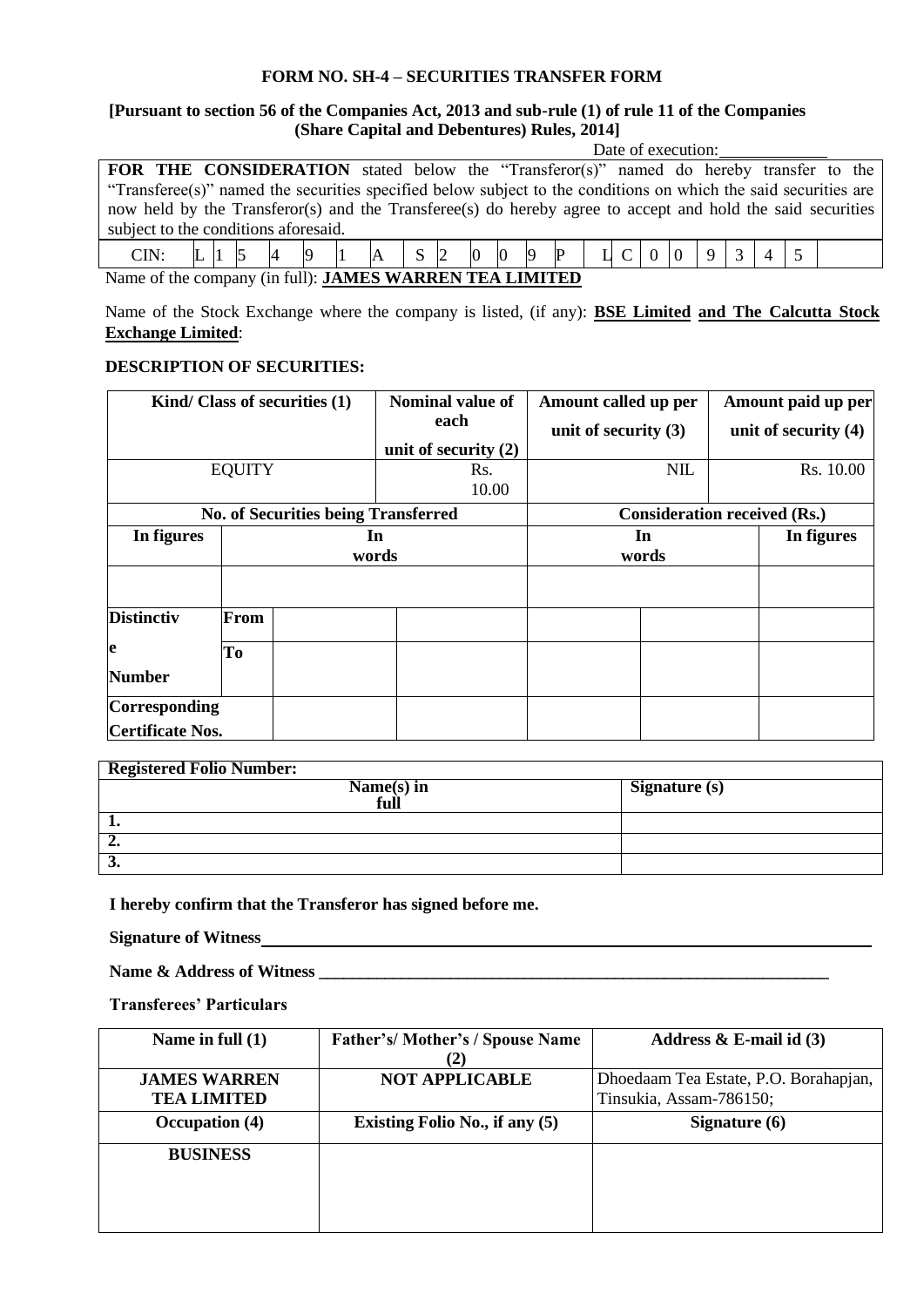**FORM NO. SH-4 – SECURITIES TRANSFER FORM**

**[Pursuant to section 56 of the Companies Act, 2013 and sub-rule (1) of rule 11 of the Companies (Share Capital and Debentures) Rules, 2014]**

Date of execution:\_\_\_\_\_\_\_\_\_\_\_\_\_

**FOR THE CONSIDERATION** stated below the "Transferor(s)" named do hereby transfer to the "Transferee(s)" named the securities specified below subject to the conditions on which the said securities are now held by the Transferor(s) and the Transferee(s) do hereby agree to accept and hold the said securities subject to the conditions aforesaid.

| CIN: | L | 1 | 5 | 4 | 9 | 1 | A | S | 2 | 0 | 0 | 9 | P | L | C | 0 | 0 | 9 | 3 | 4 | 5 | |
|---|---|---|---|---|---|---|---|---|---|---|---|---|---|---|---|---|---|---|---|---|---|---|

Name of the company (in full): **JAMES WARREN TEA LIMITED**

Name of the Stock Exchange where the company is listed, (if any): **BSE Limited and The Calcutta Stock Exchange Limited**:

**DESCRIPTION OF SECURITIES:**

| Kind/ Class of securities (1) | Nominal value of each unit of security (2) | Amount called up per unit of security (3) | Amount paid up per unit of security (4) |
|---|---|---|---|
| EQUITY | Rs. 10.00 | NIL | Rs. 10.00 |

| No. of Securities being Transferred | | | | Consideration received (Rs.) | | |
|---|---|---|---|---|---|---|
| **In figures** | **In words** | | | **In words** | | **In figures** |
| | | | | | | |
| **Distinctive Number** | **From** | | | | | |
| | **To** | | | | | |
| **Corresponding Certificate Nos.** | | | | | | |

| Registered Folio Number: | |
|---|---|
| **Name(s) in full** | **Signature (s)** |
| **1.** | |
| **2.** | |
| **3.** | |

**I hereby confirm that the Transferor has signed before me.**

**Signature of Witness**\_\_\_\_\_\_\_\_\_\_\_\_\_\_\_\_\_\_\_\_\_\_\_\_\_\_\_\_\_\_\_\_\_\_\_\_\_\_\_\_\_\_\_\_\_\_\_\_\_\_\_\_\_\_

**Name & Address of Witness** \_\_\_\_\_\_\_\_\_\_\_\_\_\_\_\_\_\_\_\_\_\_\_\_\_\_\_\_\_\_\_\_\_\_\_\_\_\_\_\_\_\_\_\_\_\_\_\_

**Transferees' Particulars**

| Name in full (1) | Father's/ Mother's / Spouse Name (2) | Address & E-mail id (3) |
|---|---|---|
| **JAMES WARREN TEA LIMITED** | **NOT APPLICABLE** | Dhoedaam Tea Estate, P.O. Borahapjan, Tinsukia, Assam-786150; |
| **Occupation (4)** | **Existing Folio No., if any (5)** | **Signature (6)** |
| **BUSINESS** | | |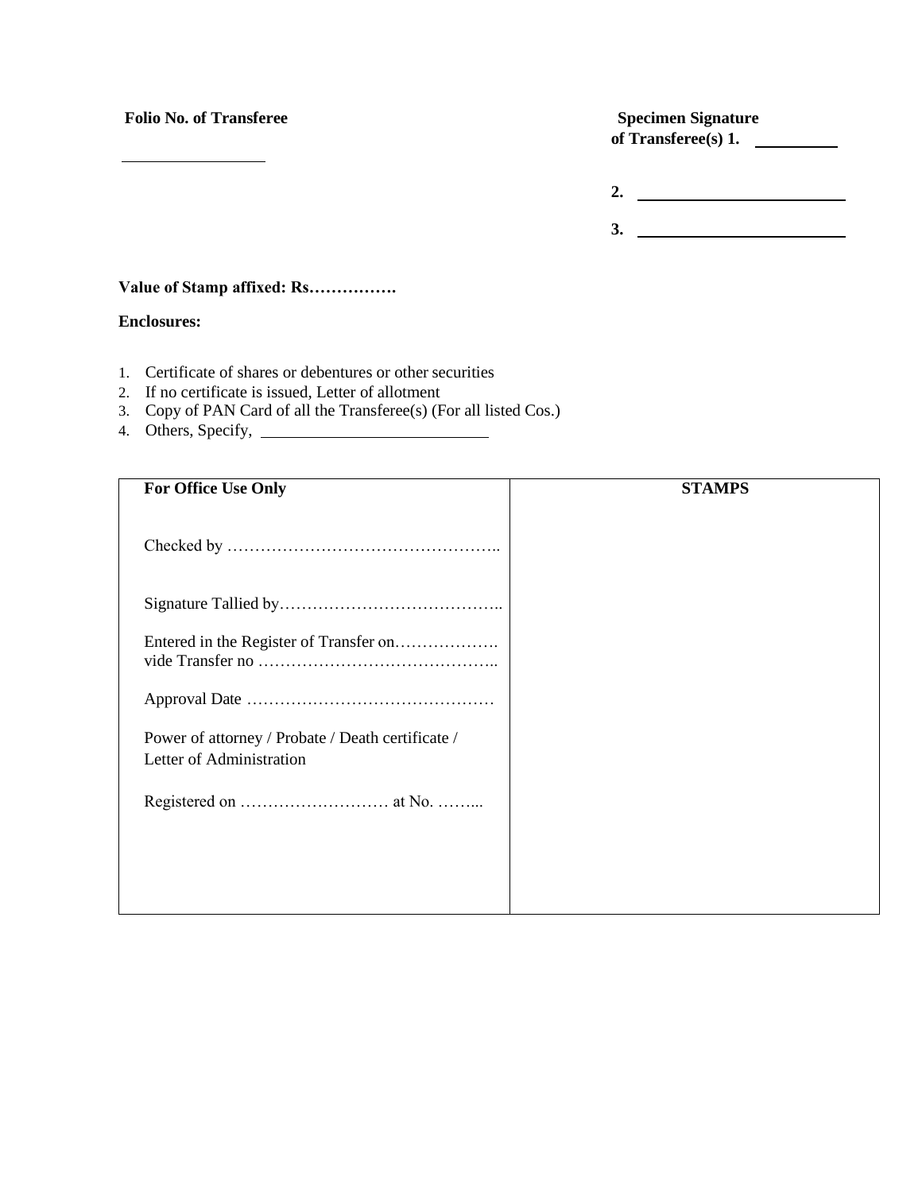**Folio No. of Transferee**

\_\_\_\_\_\_\_\_\_\_\_\_\_\_\_\_

**Specimen Signature of Transferee(s) 1.** \_\_\_\_\_\_\_\_\_\_

**2.** \_\_\_\_\_\_\_\_\_\_\_\_\_\_\_\_\_\_\_\_\_\_\_\_

**3.** \_\_\_\_\_\_\_\_\_\_\_\_\_\_\_\_\_\_\_\_\_\_\_\_

**Value of Stamp affixed: Rs…………….**

**Enclosures:**

1. Certificate of shares or debentures or other securities
2. If no certificate is issued, Letter of allotment
3. Copy of PAN Card of all the Transferee(s) (For all listed Cos.)
4. Others, Specify, \_\_\_\_\_\_\_\_\_\_\_\_\_\_\_\_\_\_\_\_\_\_\_\_\_\_

| **For Office Use Only** | **STAMPS** |
|---|---|
| Checked by ………………………………………….. <br><br> Signature Tallied by………………………………….. <br><br> Entered in the Register of Transfer on………………. vide Transfer no …………………………………….. <br><br> Approval Date ……………………………………… <br><br> Power of attorney / Probate / Death certificate / Letter of Administration <br><br> Registered on ……………………… at No. ……... | |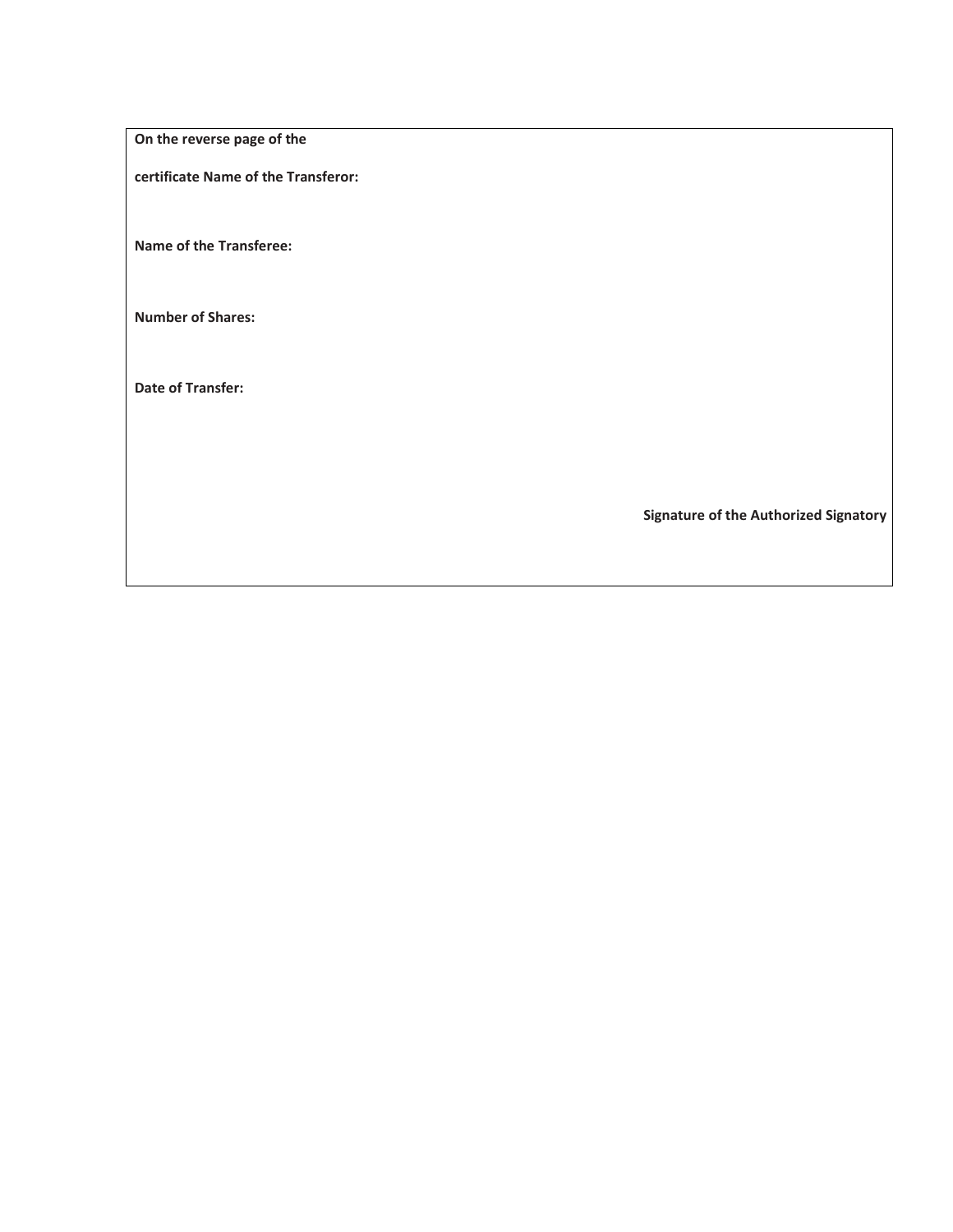**On the reverse page of the**

**certificate Name of the Transferor:**

**Name of the Transferee:**

**Number of Shares:**

**Date of Transfer:**

**Signature of the Authorized Signatory**